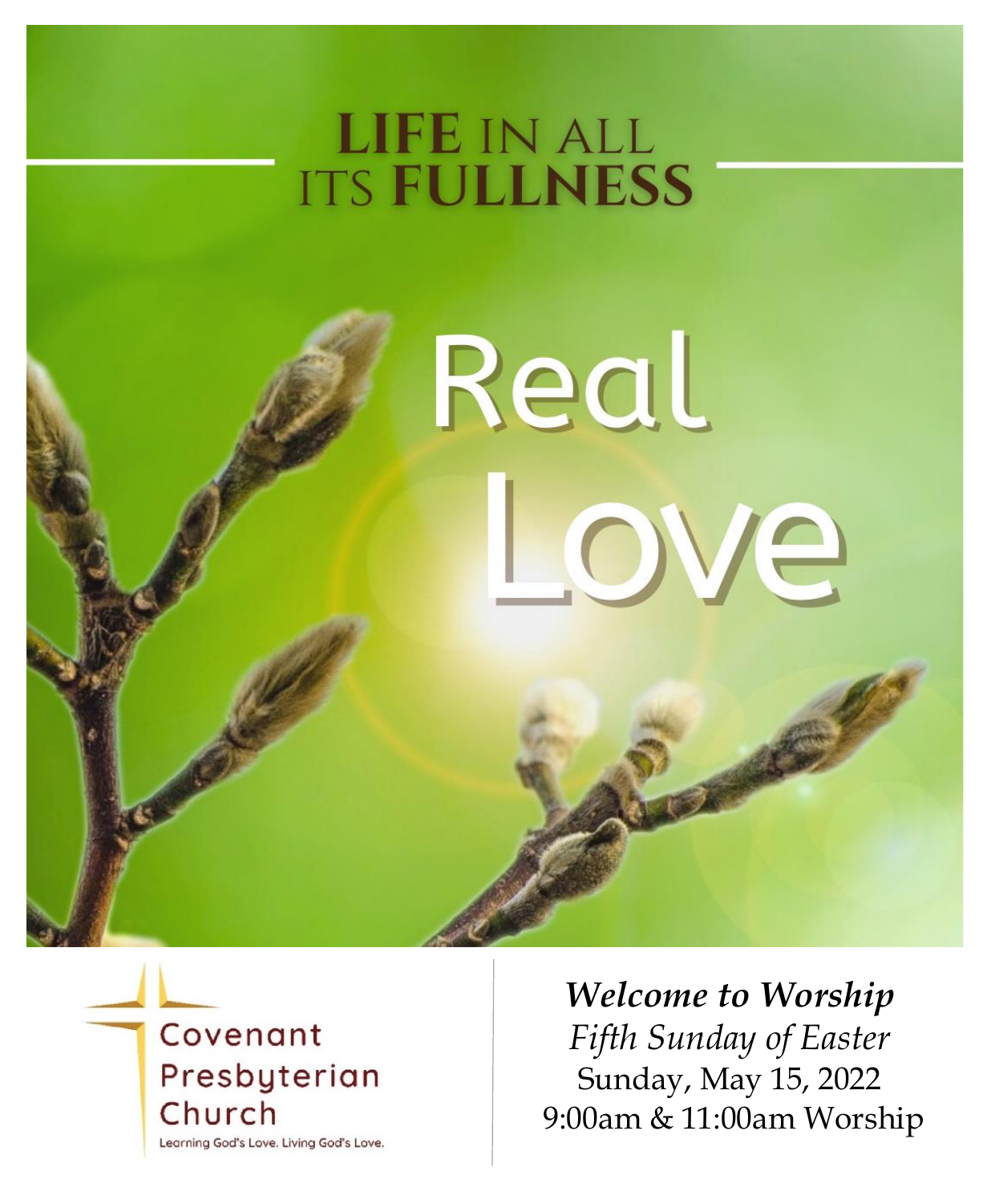# LIFE IN ALL ITS FULLNESS

# Real Love

Covenant Presbyterian Church

Learning God's Love. Living God's Love.

***Welcome to Worship***

*Fifth Sunday of Easter*

Sunday, May 15, 2022

9:00am & 11:00am Worship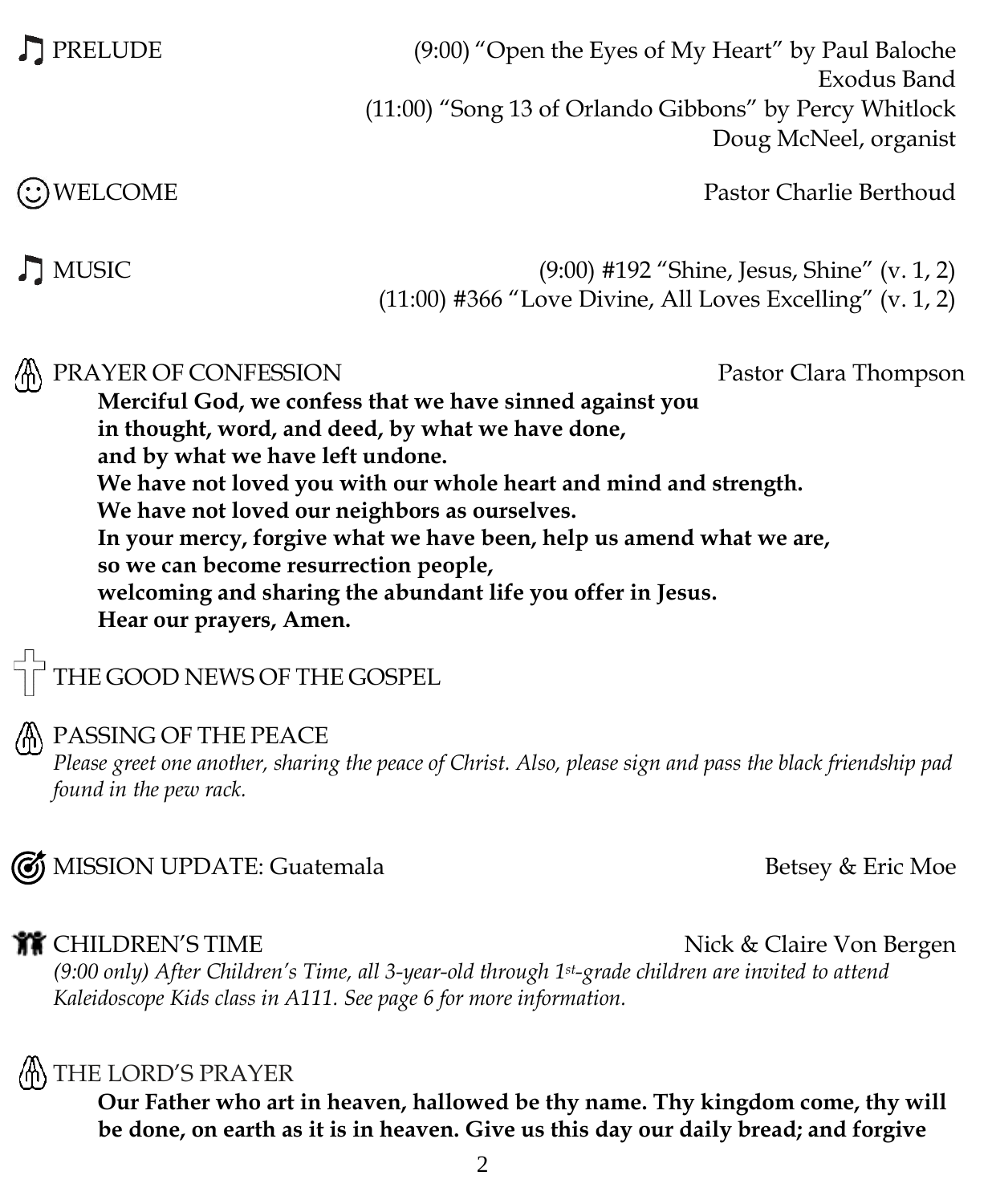♫ PRELUDE (9:00) "Open the Eyes of My Heart" by Paul Baloche
Exodus Band
(11:00) "Song 13 of Orlando Gibbons" by Percy Whitlock
Doug McNeel, organist

☺ WELCOME Pastor Charlie Berthoud

♫ MUSIC (9:00) #192 "Shine, Jesus, Shine" (v. 1, 2)
(11:00) #366 "Love Divine, All Loves Excelling" (v. 1, 2)

PRAYER OF CONFESSION Pastor Clara Thompson

**Merciful God, we confess that we have sinned against you**
**in thought, word, and deed, by what we have done,**
**and by what we have left undone.**
**We have not loved you with our whole heart and mind and strength.**
**We have not loved our neighbors as ourselves.**
**In your mercy, forgive what we have been, help us amend what we are,**
**so we can become resurrection people,**
**welcoming and sharing the abundant life you offer in Jesus.**
**Hear our prayers, Amen.**

THE GOOD NEWS OF THE GOSPEL

PASSING OF THE PEACE

*Please greet one another, sharing the peace of Christ. Also, please sign and pass the black friendship pad found in the pew rack.*

MISSION UPDATE: Guatemala Betsey & Eric Moe

CHILDREN'S TIME Nick & Claire Von Bergen

*(9:00 only) After Children's Time, all 3-year-old through 1st-grade children are invited to attend Kaleidoscope Kids class in A111. See page 6 for more information.*

THE LORD'S PRAYER

**Our Father who art in heaven, hallowed be thy name. Thy kingdom come, thy will be done, on earth as it is in heaven. Give us this day our daily bread; and forgive**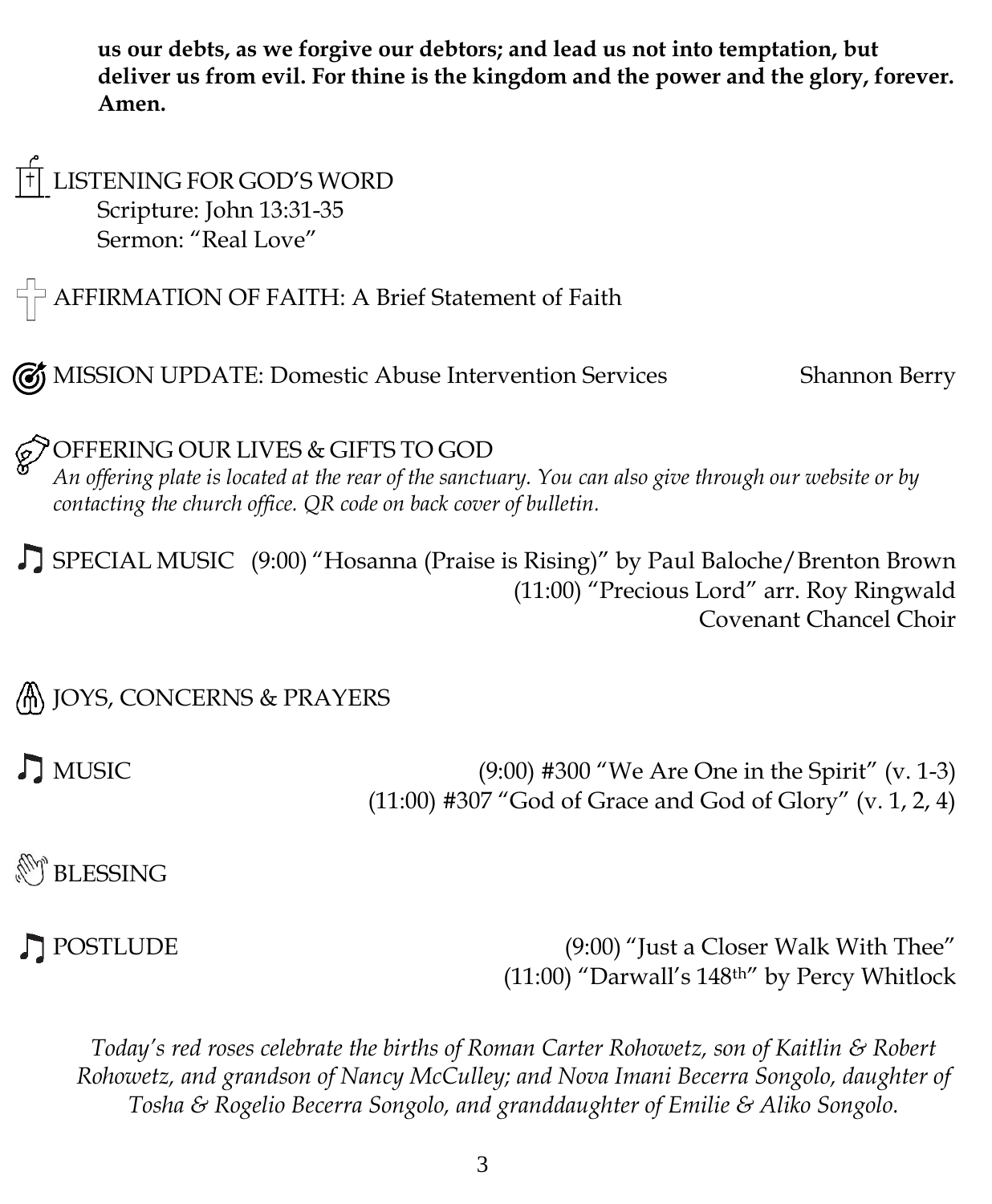**us our debts, as we forgive our debtors; and lead us not into temptation, but deliver us from evil. For thine is the kingdom and the power and the glory, forever. Amen.**

LISTENING FOR GOD'S WORD
Scripture: John 13:31-35
Sermon: "Real Love"

AFFIRMATION OF FAITH: A Brief Statement of Faith

MISSION UPDATE: Domestic Abuse Intervention Services — Shannon Berry

OFFERING OUR LIVES & GIFTS TO GOD
*An offering plate is located at the rear of the sanctuary. You can also give through our website or by contacting the church office. QR code on back cover of bulletin.*

SPECIAL MUSIC (9:00) "Hosanna (Praise is Rising)" by Paul Baloche/Brenton Brown
(11:00) "Precious Lord" arr. Roy Ringwald
Covenant Chancel Choir

JOYS, CONCERNS & PRAYERS

MUSIC (9:00) #300 "We Are One in the Spirit" (v. 1-3)
(11:00) #307 "God of Grace and God of Glory" (v. 1, 2, 4)

BLESSING

POSTLUDE (9:00) "Just a Closer Walk With Thee"
(11:00) "Darwall's 148th" by Percy Whitlock

*Today's red roses celebrate the births of Roman Carter Rohowetz, son of Kaitlin & Robert Rohowetz, and grandson of Nancy McCulley; and Nova Imani Becerra Songolo, daughter of Tosha & Rogelio Becerra Songolo, and granddaughter of Emilie & Aliko Songolo.*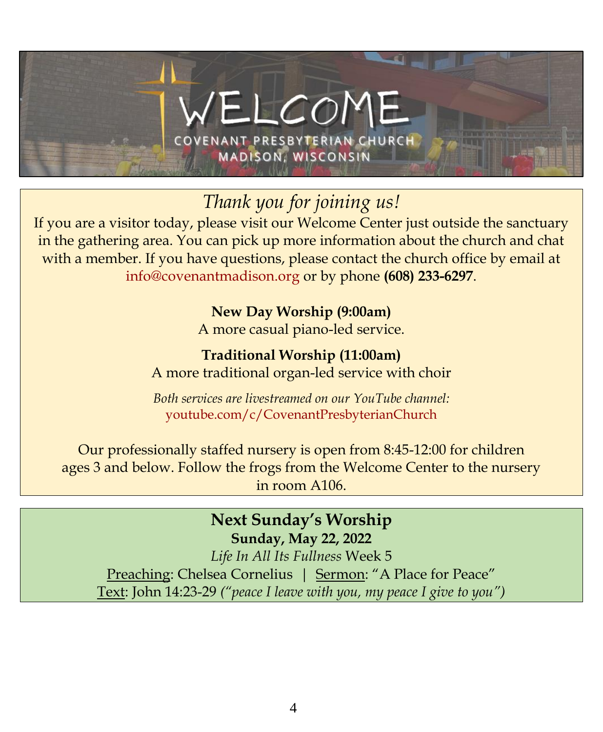# WELCOME

COVENANT PRESBYTERIAN CHURCH
MADISON, WISCONSIN

*Thank you for joining us!*

If you are a visitor today, please visit our Welcome Center just outside the sanctuary in the gathering area. You can pick up more information about the church and chat with a member. If you have questions, please contact the church office by email at info@covenantmadison.org or by phone **(608) 233-6297**.

**New Day Worship (9:00am)**
A more casual piano-led service.

**Traditional Worship (11:00am)**
A more traditional organ-led service with choir

*Both services are livestreamed on our YouTube channel:*
youtube.com/c/CovenantPresbyterianChurch

Our professionally staffed nursery is open from 8:45-12:00 for children ages 3 and below. Follow the frogs from the Welcome Center to the nursery in room A106.

## Next Sunday's Worship

**Sunday, May 22, 2022**

*Life In All Its Fullness* Week 5

Preaching: Chelsea Cornelius | Sermon: "A Place for Peace"

Text: John 14:23-29 *("peace I leave with you, my peace I give to you")*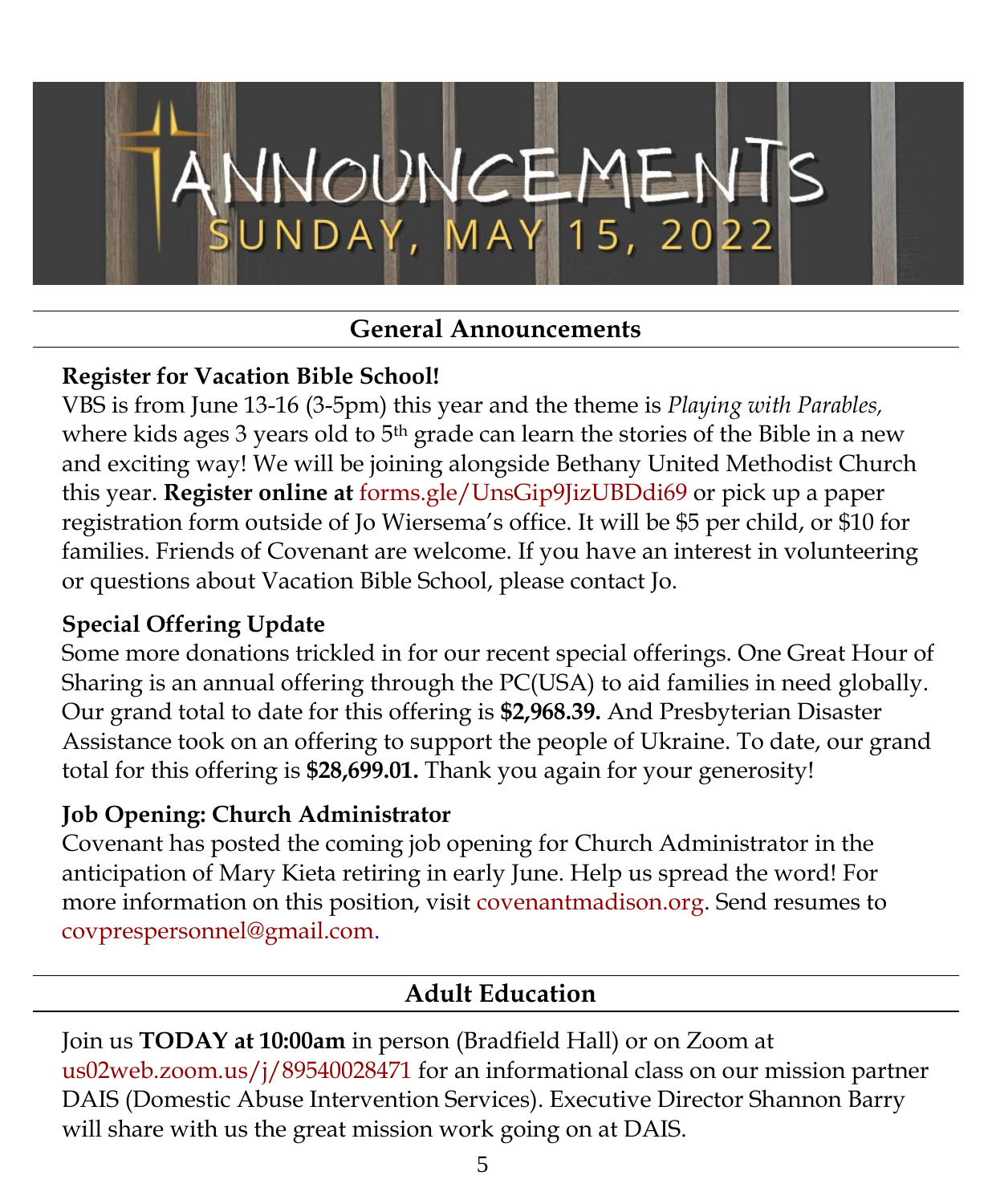# ANNOUNCEMENTS
## SUNDAY, MAY 15, 2022

## General Announcements

**Register for Vacation Bible School!**
VBS is from June 13-16 (3-5pm) this year and the theme is *Playing with Parables,* where kids ages 3 years old to 5th grade can learn the stories of the Bible in a new and exciting way! We will be joining alongside Bethany United Methodist Church this year. **Register online at** forms.gle/UnsGip9JizUBDdi69 or pick up a paper registration form outside of Jo Wiersema's office. It will be $5 per child, or $10 for families. Friends of Covenant are welcome. If you have an interest in volunteering or questions about Vacation Bible School, please contact Jo.

**Special Offering Update**
Some more donations trickled in for our recent special offerings. One Great Hour of Sharing is an annual offering through the PC(USA) to aid families in need globally. Our grand total to date for this offering is **$2,968.39.** And Presbyterian Disaster Assistance took on an offering to support the people of Ukraine. To date, our grand total for this offering is **$28,699.01.** Thank you again for your generosity!

**Job Opening: Church Administrator**
Covenant has posted the coming job opening for Church Administrator in the anticipation of Mary Kieta retiring in early June. Help us spread the word! For more information on this position, visit covenantmadison.org. Send resumes to covprespersonnel@gmail.com.

## Adult Education

Join us **TODAY at 10:00am** in person (Bradfield Hall) or on Zoom at us02web.zoom.us/j/89540028471 for an informational class on our mission partner DAIS (Domestic Abuse Intervention Services). Executive Director Shannon Barry will share with us the great mission work going on at DAIS.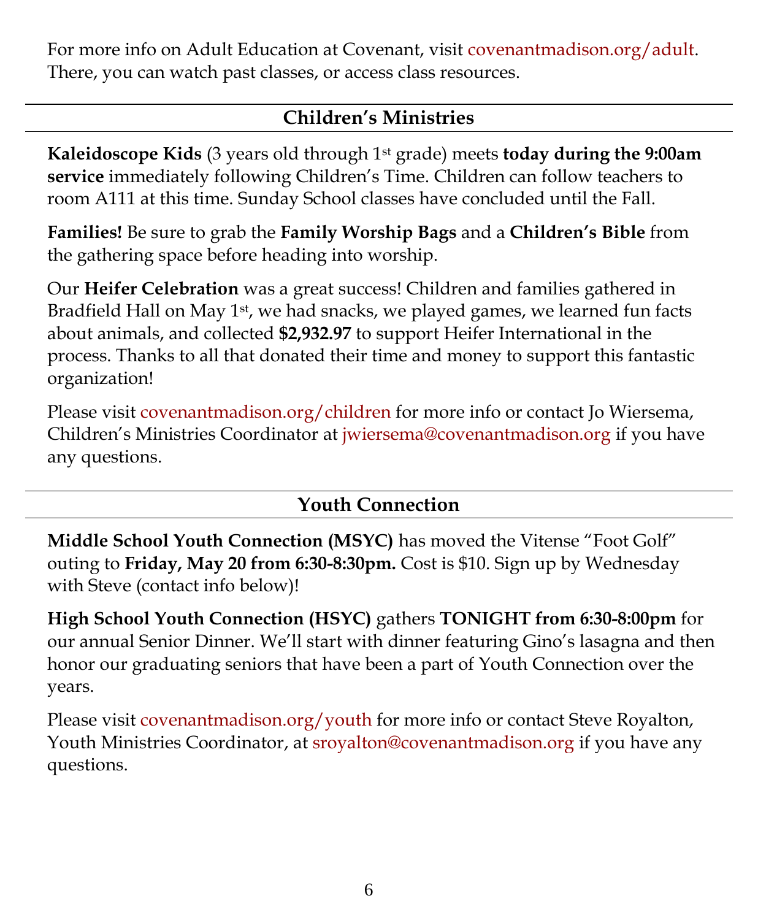For more info on Adult Education at Covenant, visit covenantmadison.org/adult. There, you can watch past classes, or access class resources.

## Children's Ministries

**Kaleidoscope Kids** (3 years old through 1st grade) meets **today during the 9:00am service** immediately following Children's Time. Children can follow teachers to room A111 at this time. Sunday School classes have concluded until the Fall.

**Families!** Be sure to grab the **Family Worship Bags** and a **Children's Bible** from the gathering space before heading into worship.

Our **Heifer Celebration** was a great success! Children and families gathered in Bradfield Hall on May 1st, we had snacks, we played games, we learned fun facts about animals, and collected **$2,932.97** to support Heifer International in the process. Thanks to all that donated their time and money to support this fantastic organization!

Please visit covenantmadison.org/children for more info or contact Jo Wiersema, Children's Ministries Coordinator at jwiersema@covenantmadison.org if you have any questions.

## Youth Connection

**Middle School Youth Connection (MSYC)** has moved the Vitense "Foot Golf" outing to **Friday, May 20 from 6:30-8:30pm.** Cost is $10. Sign up by Wednesday with Steve (contact info below)!

**High School Youth Connection (HSYC)** gathers **TONIGHT from 6:30-8:00pm** for our annual Senior Dinner. We'll start with dinner featuring Gino's lasagna and then honor our graduating seniors that have been a part of Youth Connection over the years.

Please visit covenantmadison.org/youth for more info or contact Steve Royalton, Youth Ministries Coordinator, at sroyalton@covenantmadison.org if you have any questions.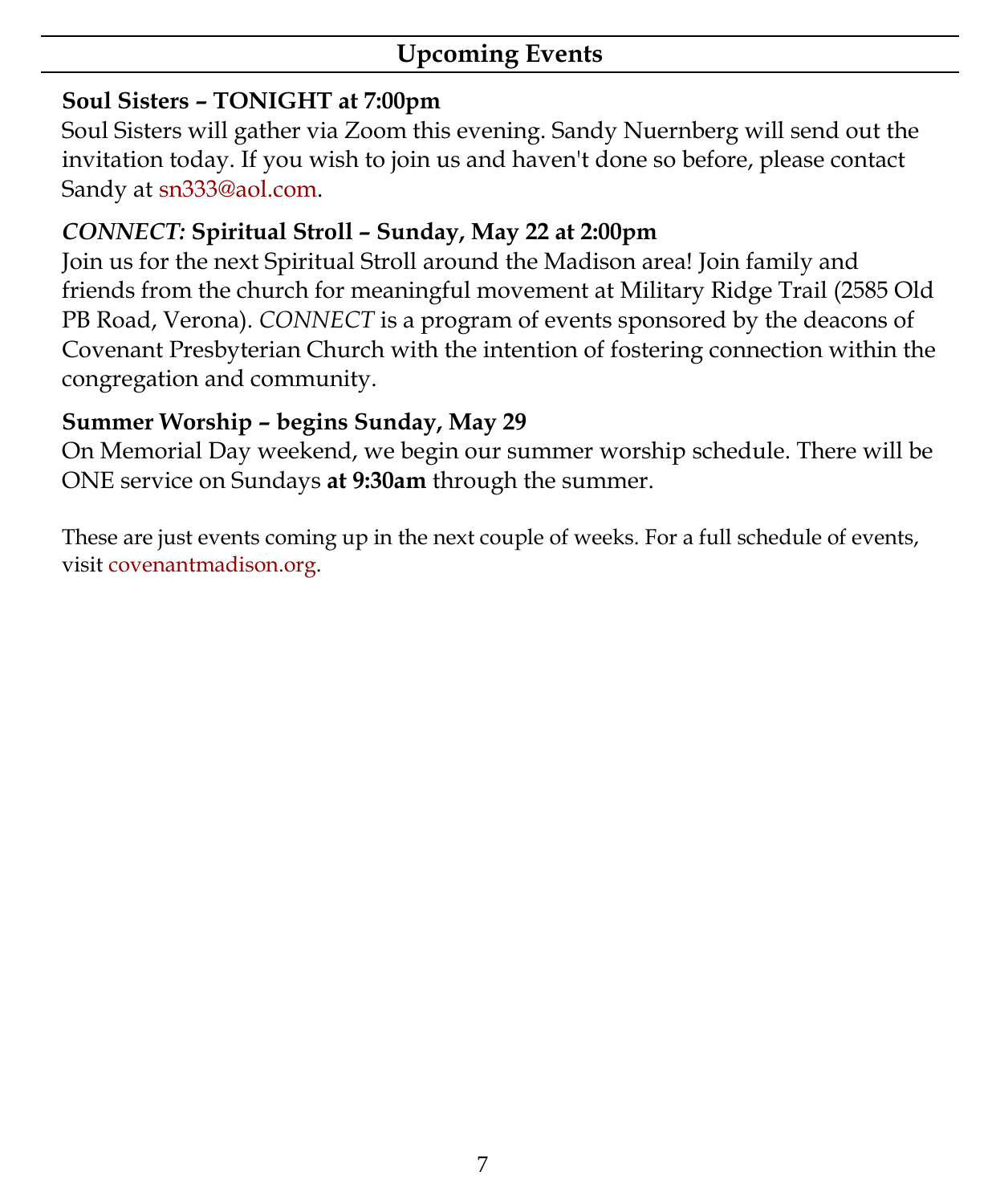## Upcoming Events

**Soul Sisters – TONIGHT at 7:00pm**
Soul Sisters will gather via Zoom this evening. Sandy Nuernberg will send out the invitation today. If you wish to join us and haven't done so before, please contact Sandy at sn333@aol.com.

***CONNECT:* Spiritual Stroll – Sunday, May 22 at 2:00pm**
Join us for the next Spiritual Stroll around the Madison area! Join family and friends from the church for meaningful movement at Military Ridge Trail (2585 Old PB Road, Verona). *CONNECT* is a program of events sponsored by the deacons of Covenant Presbyterian Church with the intention of fostering connection within the congregation and community.

**Summer Worship – begins Sunday, May 29**
On Memorial Day weekend, we begin our summer worship schedule. There will be ONE service on Sundays **at 9:30am** through the summer.

These are just events coming up in the next couple of weeks. For a full schedule of events, visit covenantmadison.org.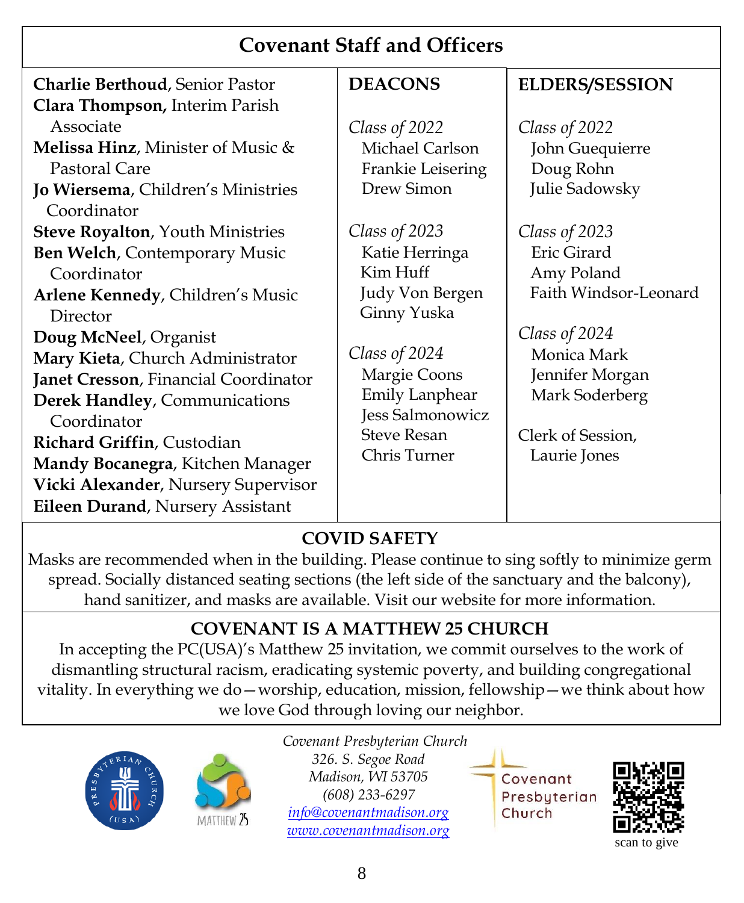## Covenant Staff and Officers

**Charlie Berthoud**, Senior Pastor
**Clara Thompson,** Interim Parish Associate
**Melissa Hinz**, Minister of Music & Pastoral Care
**Jo Wiersema**, Children's Ministries Coordinator
**Steve Royalton**, Youth Ministries
**Ben Welch**, Contemporary Music Coordinator
**Arlene Kennedy**, Children's Music Director
**Doug McNeel**, Organist
**Mary Kieta**, Church Administrator
**Janet Cresson**, Financial Coordinator
**Derek Handley**, Communications Coordinator
**Richard Griffin**, Custodian
**Mandy Bocanegra**, Kitchen Manager
**Vicki Alexander**, Nursery Supervisor
**Eileen Durand**, Nursery Assistant

### DEACONS

*Class of 2022*
Michael Carlson
Frankie Leisering
Drew Simon

*Class of 2023*
Katie Herringa
Kim Huff
Judy Von Bergen
Ginny Yuska

*Class of 2024*
Margie Coons
Emily Lanphear
Jess Salmonowicz
Steve Resan
Chris Turner

### ELDERS/SESSION

*Class of 2022*
John Guequierre
Doug Rohn
Julie Sadowsky

*Class of 2023*
Eric Girard
Amy Poland
Faith Windsor-Leonard

*Class of 2024*
Monica Mark
Jennifer Morgan
Mark Soderberg

Clerk of Session,
Laurie Jones

## COVID SAFETY

Masks are recommended when in the building. Please continue to sing softly to minimize germ spread. Socially distanced seating sections (the left side of the sanctuary and the balcony), hand sanitizer, and masks are available. Visit our website for more information.

## COVENANT IS A MATTHEW 25 CHURCH

In accepting the PC(USA)'s Matthew 25 invitation, we commit ourselves to the work of dismantling structural racism, eradicating systemic poverty, and building congregational vitality. In everything we do—worship, education, mission, fellowship—we think about how we love God through loving our neighbor.

PRESBYTERIAN CHURCH (USA)

MATTHEW 25

*Covenant Presbyterian Church*
*326. S. Segoe Road*
*Madison, WI 53705*
*(608) 233-6297*
*info@covenantmadison.org*
*www.covenantmadison.org*

Covenant Presbyterian Church

scan to give